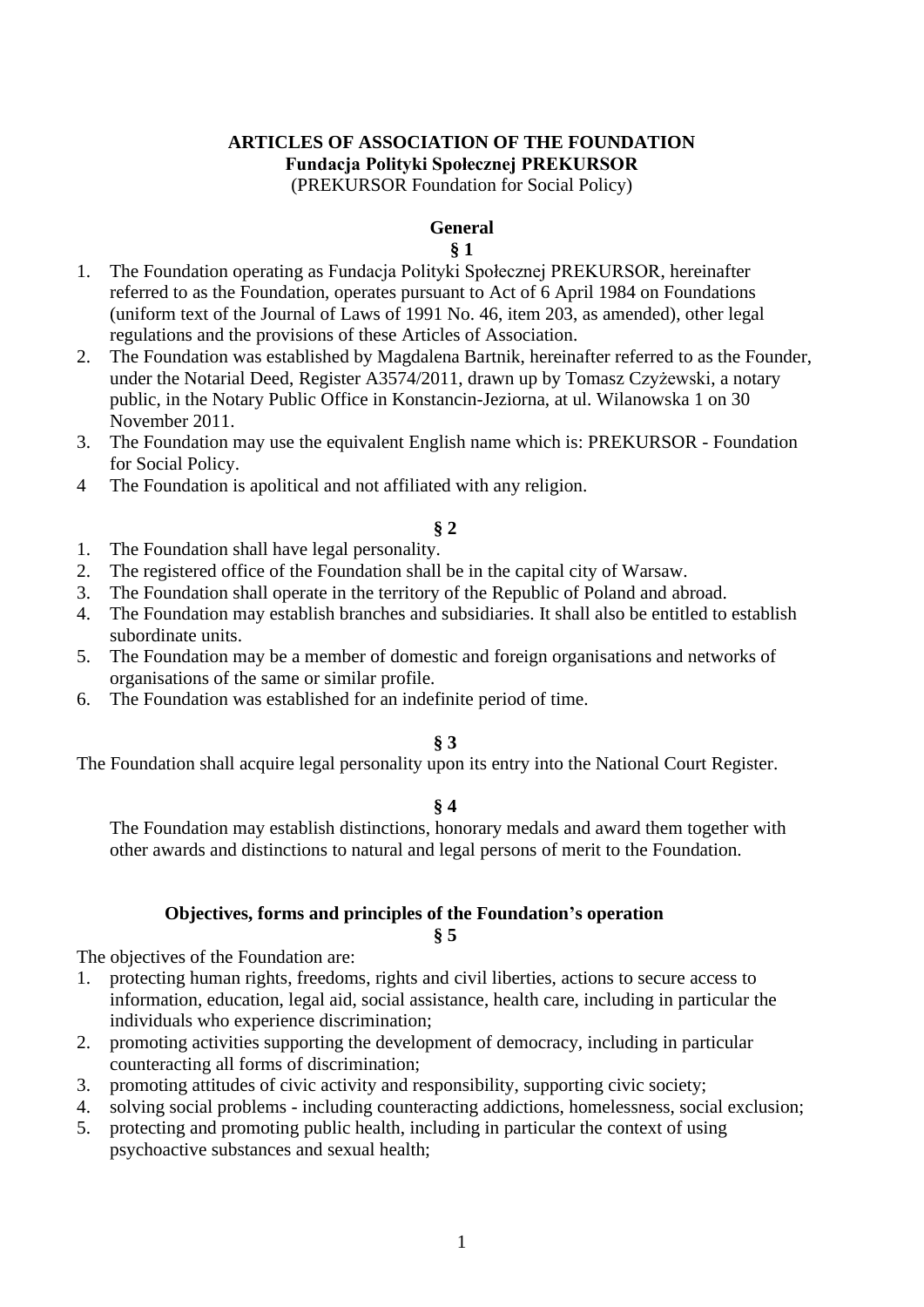# ARTICLES OF ASSOCIATION OF THE FOUNDATION
## Fundacja Polityki Społecznej PREKURSOR
(PREKURSOR Foundation for Social Policy)

### General
**§ 1**

1. The Foundation operating as Fundacja Polityki Społecznej PREKURSOR, hereinafter referred to as the Foundation, operates pursuant to Act of 6 April 1984 on Foundations (uniform text of the Journal of Laws of 1991 No. 46, item 203, as amended), other legal regulations and the provisions of these Articles of Association.
2. The Foundation was established by Magdalena Bartnik, hereinafter referred to as the Founder, under the Notarial Deed, Register A3574/2011, drawn up by Tomasz Czyżewski, a notary public, in the Notary Public Office in Konstancin-Jeziorna, at ul. Wilanowska 1 on 30 November 2011.
3. The Foundation may use the equivalent English name which is: PREKURSOR - Foundation for Social Policy.
4. The Foundation is apolitical and not affiliated with any religion.

**§ 2**

1. The Foundation shall have legal personality.
2. The registered office of the Foundation shall be in the capital city of Warsaw.
3. The Foundation shall operate in the territory of the Republic of Poland and abroad.
4. The Foundation may establish branches and subsidiaries. It shall also be entitled to establish subordinate units.
5. The Foundation may be a member of domestic and foreign organisations and networks of organisations of the same or similar profile.
6. The Foundation was established for an indefinite period of time.

**§ 3**

The Foundation shall acquire legal personality upon its entry into the National Court Register.

**§ 4**

The Foundation may establish distinctions, honorary medals and award them together with other awards and distinctions to natural and legal persons of merit to the Foundation.

### Objectives, forms and principles of the Foundation's operation
**§ 5**

The objectives of the Foundation are:

1. protecting human rights, freedoms, rights and civil liberties, actions to secure access to information, education, legal aid, social assistance, health care, including in particular the individuals who experience discrimination;
2. promoting activities supporting the development of democracy, including in particular counteracting all forms of discrimination;
3. promoting attitudes of civic activity and responsibility, supporting civic society;
4. solving social problems - including counteracting addictions, homelessness, social exclusion;
5. protecting and promoting public health, including in particular the context of using psychoactive substances and sexual health;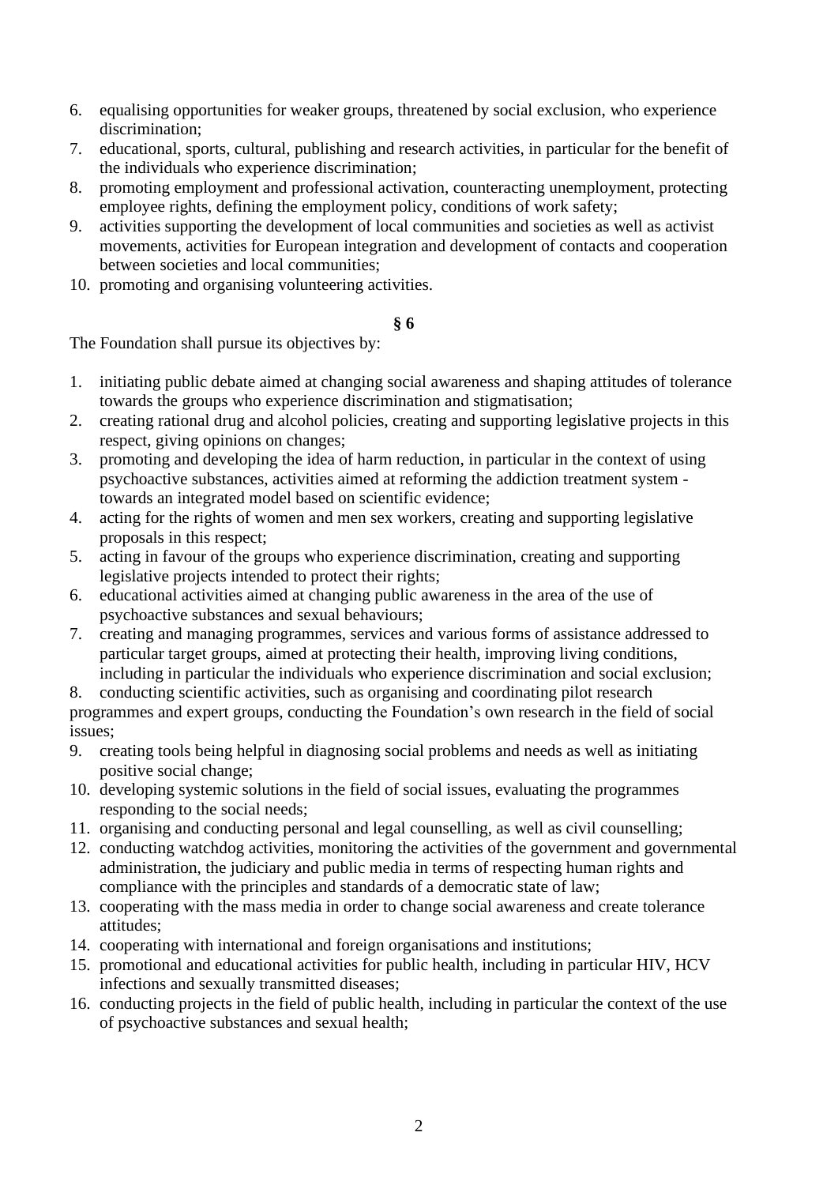6. equalising opportunities for weaker groups, threatened by social exclusion, who experience discrimination;
7. educational, sports, cultural, publishing and research activities, in particular for the benefit of the individuals who experience discrimination;
8. promoting employment and professional activation, counteracting unemployment, protecting employee rights, defining the employment policy, conditions of work safety;
9. activities supporting the development of local communities and societies as well as activist movements, activities for European integration and development of contacts and cooperation between societies and local communities;
10. promoting and organising volunteering activities.

**§ 6**

The Foundation shall pursue its objectives by:

1. initiating public debate aimed at changing social awareness and shaping attitudes of tolerance towards the groups who experience discrimination and stigmatisation;
2. creating rational drug and alcohol policies, creating and supporting legislative projects in this respect, giving opinions on changes;
3. promoting and developing the idea of harm reduction, in particular in the context of using psychoactive substances, activities aimed at reforming the addiction treatment system - towards an integrated model based on scientific evidence;
4. acting for the rights of women and men sex workers, creating and supporting legislative proposals in this respect;
5. acting in favour of the groups who experience discrimination, creating and supporting legislative projects intended to protect their rights;
6. educational activities aimed at changing public awareness in the area of the use of psychoactive substances and sexual behaviours;
7. creating and managing programmes, services and various forms of assistance addressed to particular target groups, aimed at protecting their health, improving living conditions, including in particular the individuals who experience discrimination and social exclusion;
8. conducting scientific activities, such as organising and coordinating pilot research programmes and expert groups, conducting the Foundation's own research in the field of social issues;
9. creating tools being helpful in diagnosing social problems and needs as well as initiating positive social change;
10. developing systemic solutions in the field of social issues, evaluating the programmes responding to the social needs;
11. organising and conducting personal and legal counselling, as well as civil counselling;
12. conducting watchdog activities, monitoring the activities of the government and governmental administration, the judiciary and public media in terms of respecting human rights and compliance with the principles and standards of a democratic state of law;
13. cooperating with the mass media in order to change social awareness and create tolerance attitudes;
14. cooperating with international and foreign organisations and institutions;
15. promotional and educational activities for public health, including in particular HIV, HCV infections and sexually transmitted diseases;
16. conducting projects in the field of public health, including in particular the context of the use of psychoactive substances and sexual health;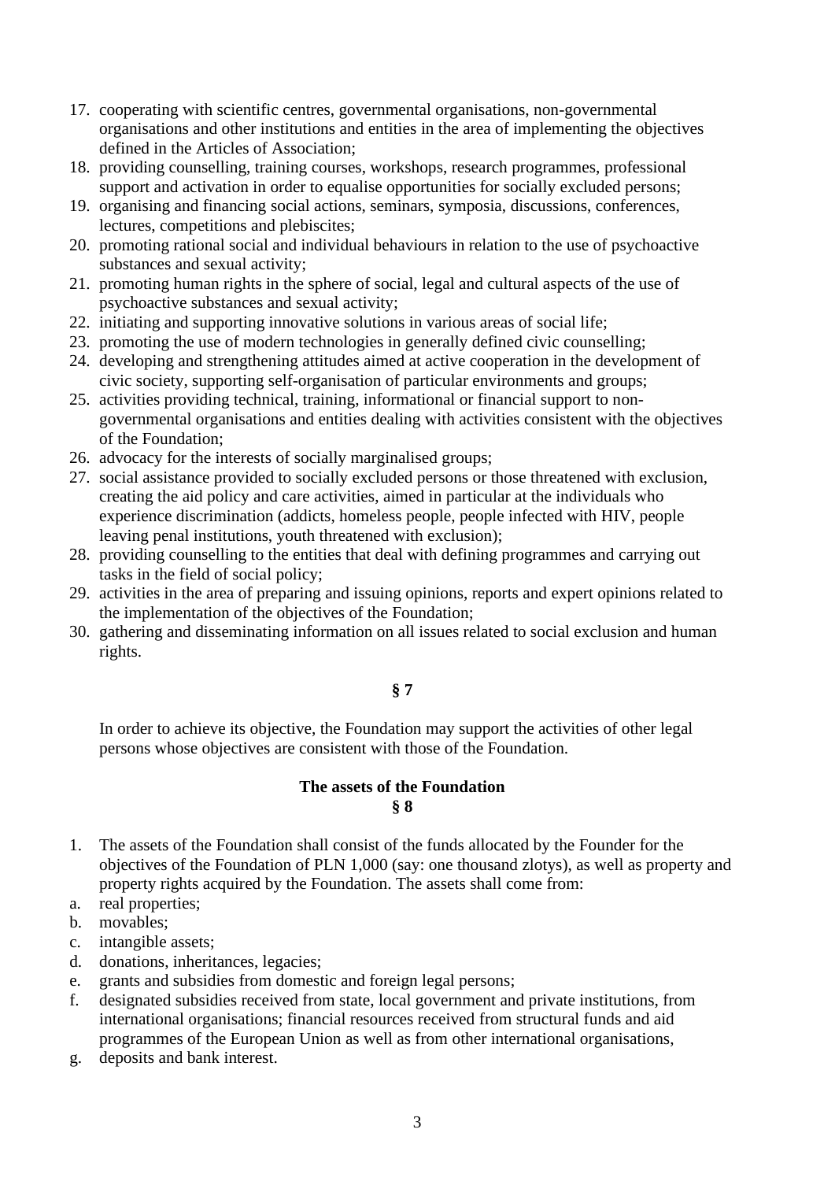17. cooperating with scientific centres, governmental organisations, non-governmental organisations and other institutions and entities in the area of implementing the objectives defined in the Articles of Association;
18. providing counselling, training courses, workshops, research programmes, professional support and activation in order to equalise opportunities for socially excluded persons;
19. organising and financing social actions, seminars, symposia, discussions, conferences, lectures, competitions and plebiscites;
20. promoting rational social and individual behaviours in relation to the use of psychoactive substances and sexual activity;
21. promoting human rights in the sphere of social, legal and cultural aspects of the use of psychoactive substances and sexual activity;
22. initiating and supporting innovative solutions in various areas of social life;
23. promoting the use of modern technologies in generally defined civic counselling;
24. developing and strengthening attitudes aimed at active cooperation in the development of civic society, supporting self-organisation of particular environments and groups;
25. activities providing technical, training, informational or financial support to non-governmental organisations and entities dealing with activities consistent with the objectives of the Foundation;
26. advocacy for the interests of socially marginalised groups;
27. social assistance provided to socially excluded persons or those threatened with exclusion, creating the aid policy and care activities, aimed in particular at the individuals who experience discrimination (addicts, homeless people, people infected with HIV, people leaving penal institutions, youth threatened with exclusion);
28. providing counselling to the entities that deal with defining programmes and carrying out tasks in the field of social policy;
29. activities in the area of preparing and issuing opinions, reports and expert opinions related to the implementation of the objectives of the Foundation;
30. gathering and disseminating information on all issues related to social exclusion and human rights.

**§ 7**

In order to achieve its objective, the Foundation may support the activities of other legal persons whose objectives are consistent with those of the Foundation.

**The assets of the Foundation**
**§ 8**

1. The assets of the Foundation shall consist of the funds allocated by the Founder for the objectives of the Foundation of PLN 1,000 (say: one thousand zlotys), as well as property and property rights acquired by the Foundation. The assets shall come from:

a. real properties;
b. movables;
c. intangible assets;
d. donations, inheritances, legacies;
e. grants and subsidies from domestic and foreign legal persons;
f. designated subsidies received from state, local government and private institutions, from international organisations; financial resources received from structural funds and aid programmes of the European Union as well as from other international organisations,
g. deposits and bank interest.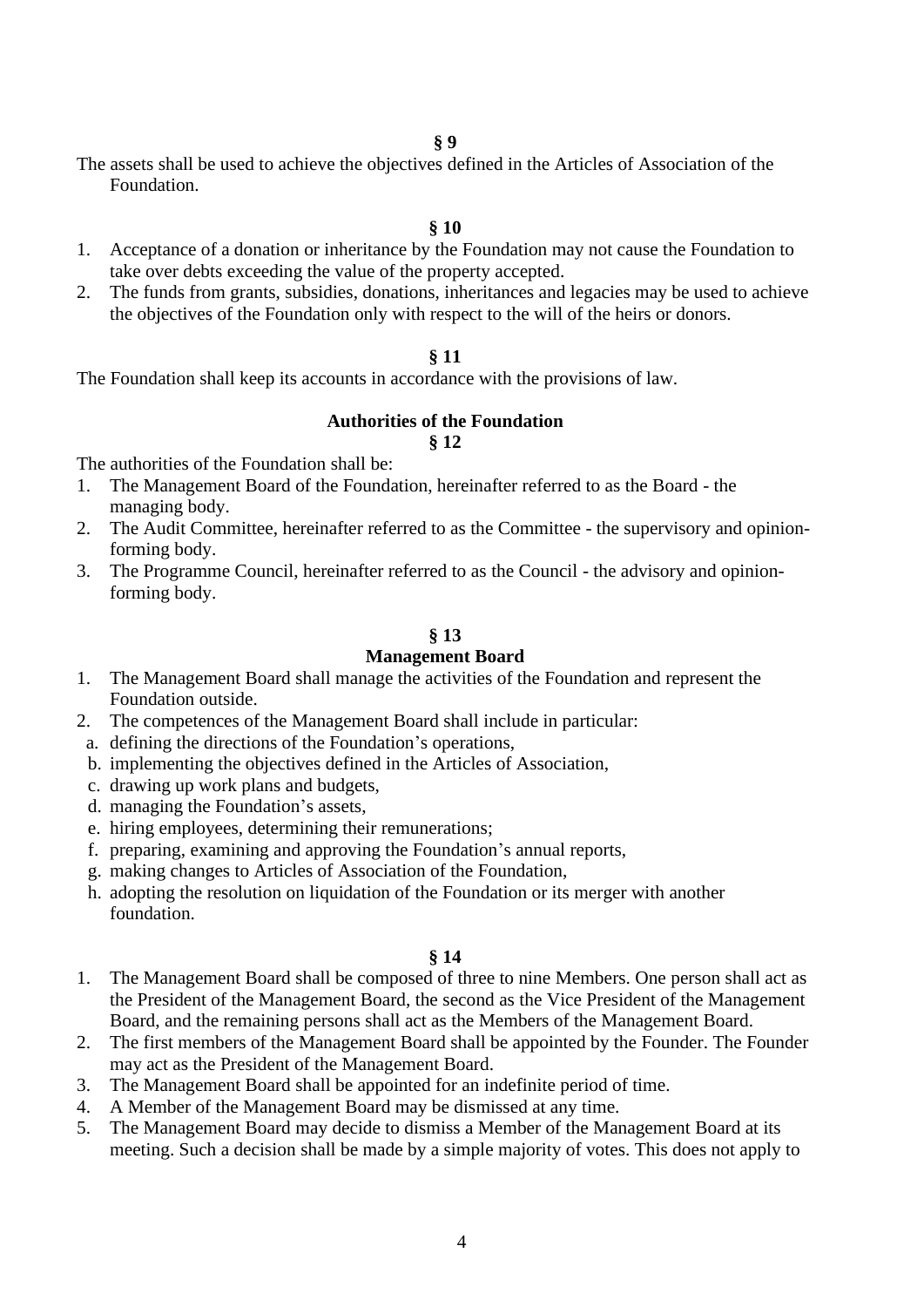**§ 9**

The assets shall be used to achieve the objectives defined in the Articles of Association of the Foundation.

**§ 10**

1. Acceptance of a donation or inheritance by the Foundation may not cause the Foundation to take over debts exceeding the value of the property accepted.
2. The funds from grants, subsidies, donations, inheritances and legacies may be used to achieve the objectives of the Foundation only with respect to the will of the heirs or donors.

**§ 11**

The Foundation shall keep its accounts in accordance with the provisions of law.

## Authorities of the Foundation

**§ 12**

The authorities of the Foundation shall be:

1. The Management Board of the Foundation, hereinafter referred to as the Board - the managing body.
2. The Audit Committee, hereinafter referred to as the Committee - the supervisory and opinion-forming body.
3. The Programme Council, hereinafter referred to as the Council - the advisory and opinion-forming body.

**§ 13**

## Management Board

1. The Management Board shall manage the activities of the Foundation and represent the Foundation outside.
2. The competences of the Management Board shall include in particular:
   a. defining the directions of the Foundation's operations,
   b. implementing the objectives defined in the Articles of Association,
   c. drawing up work plans and budgets,
   d. managing the Foundation's assets,
   e. hiring employees, determining their remunerations;
   f. preparing, examining and approving the Foundation's annual reports,
   g. making changes to Articles of Association of the Foundation,
   h. adopting the resolution on liquidation of the Foundation or its merger with another foundation.

**§ 14**

1. The Management Board shall be composed of three to nine Members. One person shall act as the President of the Management Board, the second as the Vice President of the Management Board, and the remaining persons shall act as the Members of the Management Board.
2. The first members of the Management Board shall be appointed by the Founder. The Founder may act as the President of the Management Board.
3. The Management Board shall be appointed for an indefinite period of time.
4. A Member of the Management Board may be dismissed at any time.
5. The Management Board may decide to dismiss a Member of the Management Board at its meeting. Such a decision shall be made by a simple majority of votes. This does not apply to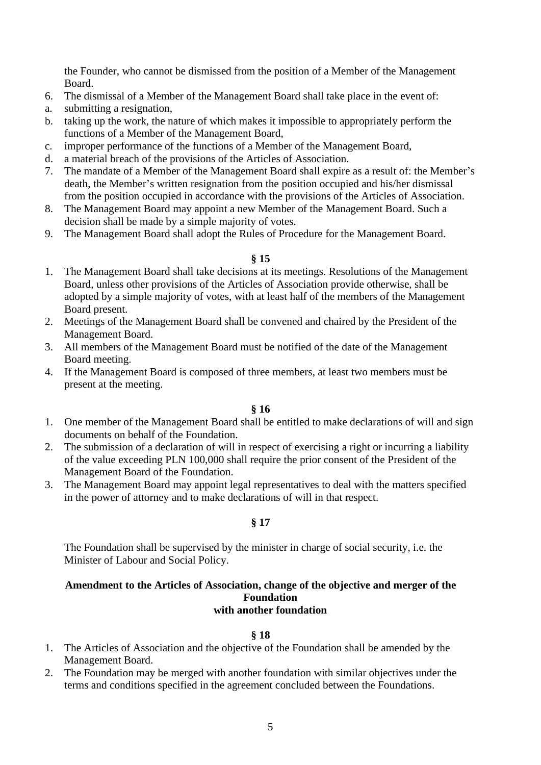the Founder, who cannot be dismissed from the position of a Member of the Management Board.

6. The dismissal of a Member of the Management Board shall take place in the event of:
   a. submitting a resignation,
   b. taking up the work, the nature of which makes it impossible to appropriately perform the functions of a Member of the Management Board,
   c. improper performance of the functions of a Member of the Management Board,
   d. a material breach of the provisions of the Articles of Association.
7. The mandate of a Member of the Management Board shall expire as a result of: the Member's death, the Member's written resignation from the position occupied and his/her dismissal from the position occupied in accordance with the provisions of the Articles of Association.
8. The Management Board may appoint a new Member of the Management Board. Such a decision shall be made by a simple majority of votes.
9. The Management Board shall adopt the Rules of Procedure for the Management Board.

**§ 15**

1. The Management Board shall take decisions at its meetings. Resolutions of the Management Board, unless other provisions of the Articles of Association provide otherwise, shall be adopted by a simple majority of votes, with at least half of the members of the Management Board present.
2. Meetings of the Management Board shall be convened and chaired by the President of the Management Board.
3. All members of the Management Board must be notified of the date of the Management Board meeting.
4. If the Management Board is composed of three members, at least two members must be present at the meeting.

**§ 16**

1. One member of the Management Board shall be entitled to make declarations of will and sign documents on behalf of the Foundation.
2. The submission of a declaration of will in respect of exercising a right or incurring a liability of the value exceeding PLN 100,000 shall require the prior consent of the President of the Management Board of the Foundation.
3. The Management Board may appoint legal representatives to deal with the matters specified in the power of attorney and to make declarations of will in that respect.

**§ 17**

The Foundation shall be supervised by the minister in charge of social security, i.e. the Minister of Labour and Social Policy.

**Amendment to the Articles of Association, change of the objective and merger of the Foundation with another foundation**

**§ 18**

1. The Articles of Association and the objective of the Foundation shall be amended by the Management Board.
2. The Foundation may be merged with another foundation with similar objectives under the terms and conditions specified in the agreement concluded between the Foundations.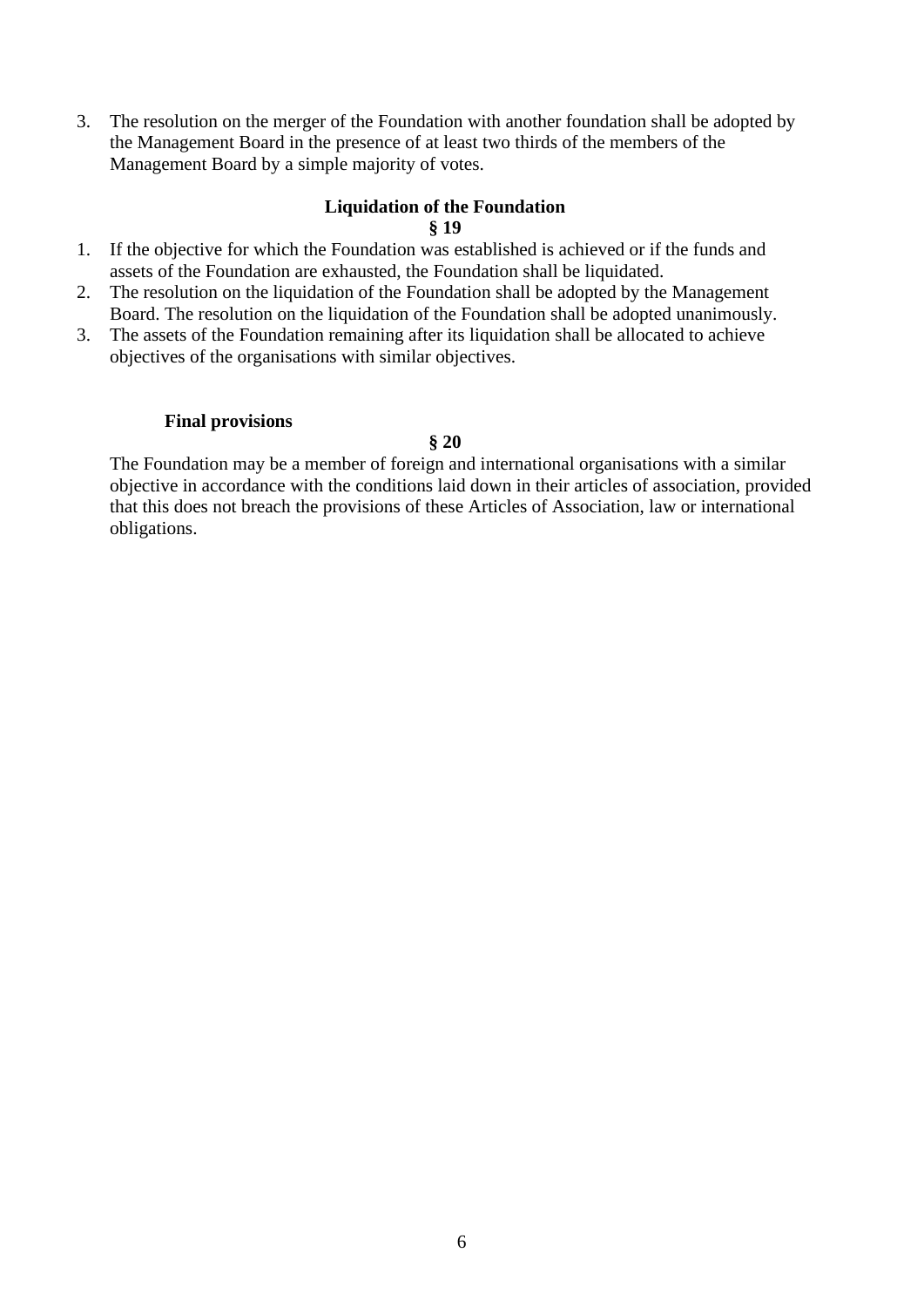3. The resolution on the merger of the Foundation with another foundation shall be adopted by the Management Board in the presence of at least two thirds of the members of the Management Board by a simple majority of votes.

**Liquidation of the Foundation**
**§ 19**

1. If the objective for which the Foundation was established is achieved or if the funds and assets of the Foundation are exhausted, the Foundation shall be liquidated.
2. The resolution on the liquidation of the Foundation shall be adopted by the Management Board. The resolution on the liquidation of the Foundation shall be adopted unanimously.
3. The assets of the Foundation remaining after its liquidation shall be allocated to achieve objectives of the organisations with similar objectives.

**Final provisions**
**§ 20**

The Foundation may be a member of foreign and international organisations with a similar objective in accordance with the conditions laid down in their articles of association, provided that this does not breach the provisions of these Articles of Association, law or international obligations.